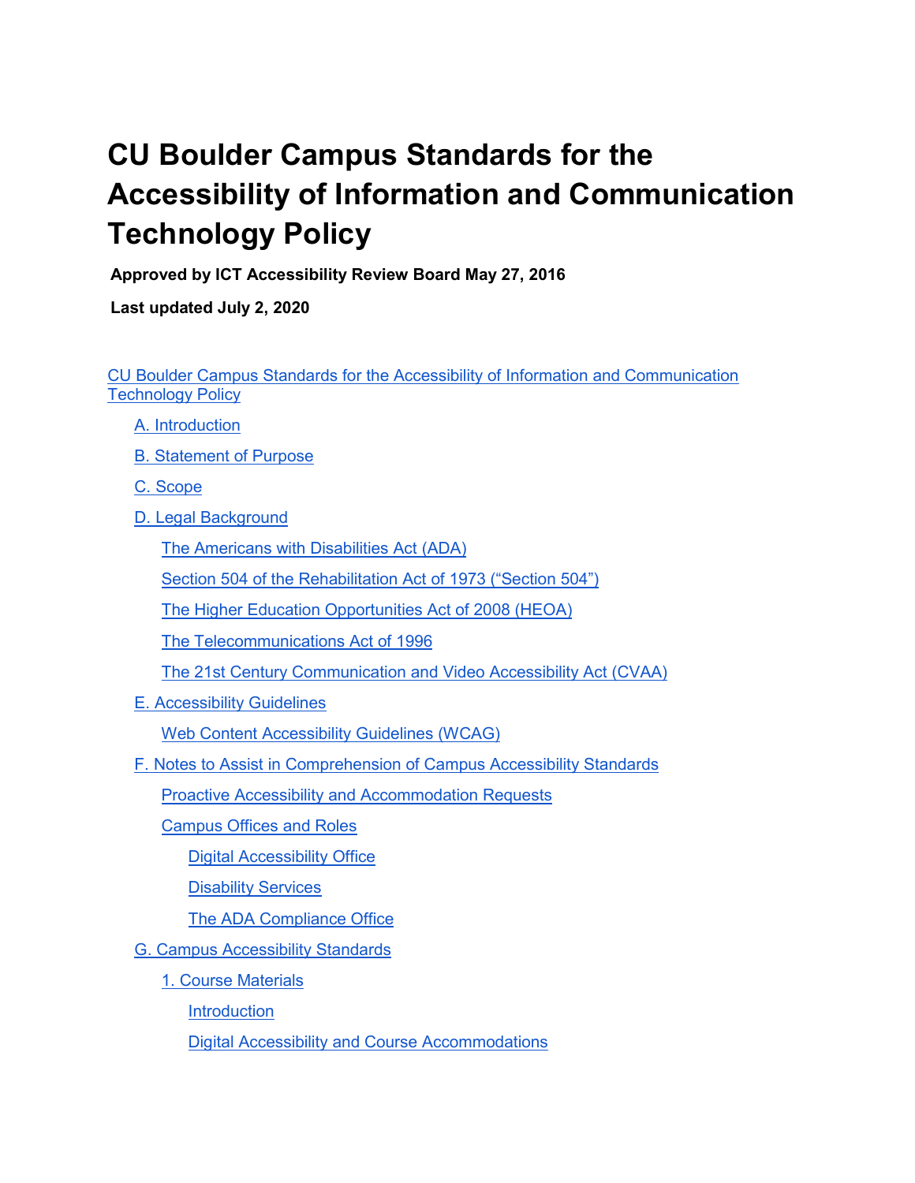# CU Boulder Campus Standards for the Accessibility of Information and Communication Technology Policy

**Approved by ICT Accessibility Review Board May 27, 2016**

**Last updated July 2, 2020**

- CU Boulder Campus Standards for the Accessibility of Information and Communication Technology Policy
  - A. Introduction
  - B. Statement of Purpose
  - C. Scope
  - D. Legal Background
    - The Americans with Disabilities Act (ADA)
    - Section 504 of the Rehabilitation Act of 1973 ("Section 504")
    - The Higher Education Opportunities Act of 2008 (HEOA)
    - The Telecommunications Act of 1996
    - The 21st Century Communication and Video Accessibility Act (CVAA)
  - E. Accessibility Guidelines
    - Web Content Accessibility Guidelines (WCAG)
  - F. Notes to Assist in Comprehension of Campus Accessibility Standards
    - Proactive Accessibility and Accommodation Requests
    - Campus Offices and Roles
      - Digital Accessibility Office
      - Disability Services
      - The ADA Compliance Office
  - G. Campus Accessibility Standards
    - 1. Course Materials
      - Introduction
      - Digital Accessibility and Course Accommodations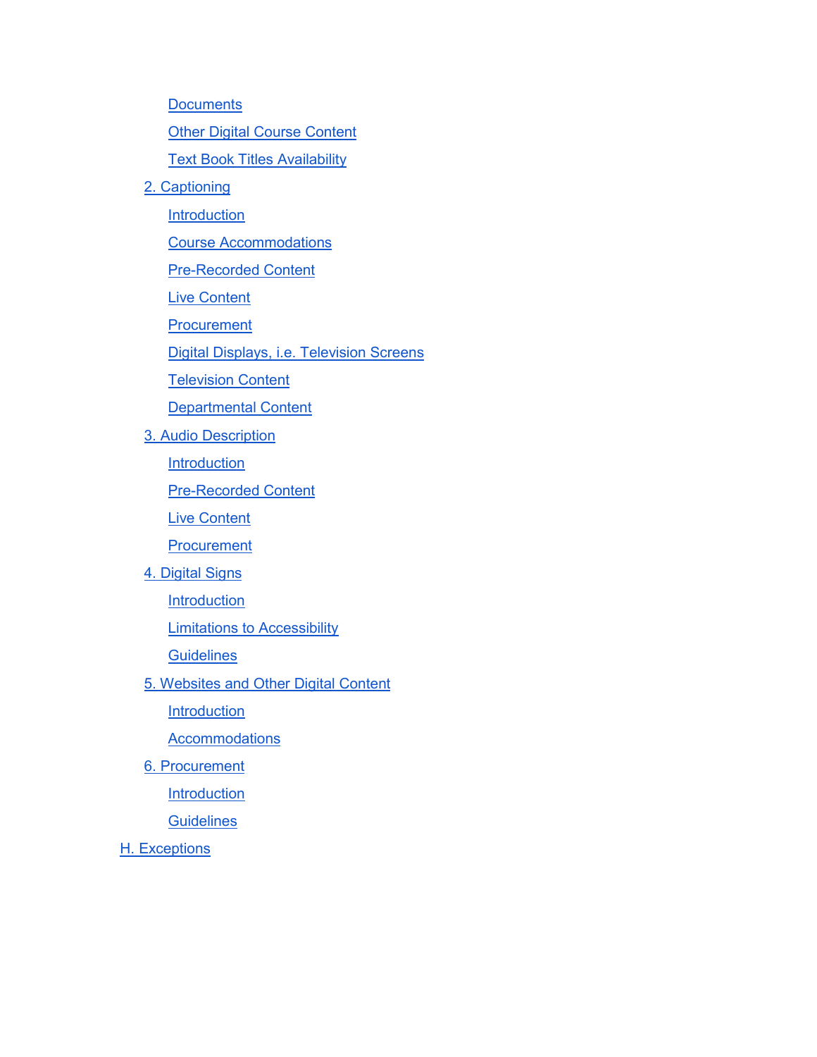- Documents
- Other Digital Course Content
- Text Book Titles Availability

2. Captioning
   - Introduction
   - Course Accommodations
   - Pre-Recorded Content
   - Live Content
   - Procurement
   - Digital Displays, i.e. Television Screens
   - Television Content
   - Departmental Content
3. Audio Description
   - Introduction
   - Pre-Recorded Content
   - Live Content
   - Procurement
4. Digital Signs
   - Introduction
   - Limitations to Accessibility
   - Guidelines
5. Websites and Other Digital Content
   - Introduction
   - Accommodations
6. Procurement
   - Introduction
   - Guidelines

H. Exceptions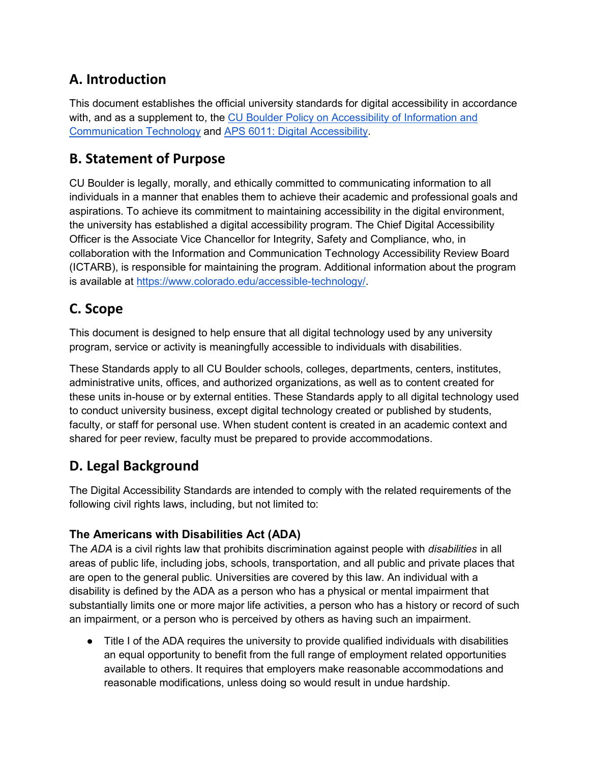## A. Introduction

This document establishes the official university standards for digital accessibility in accordance with, and as a supplement to, the [CU Boulder Policy on Accessibility of Information and Communication Technology](#) and [APS 6011: Digital Accessibility](#).

## B. Statement of Purpose

CU Boulder is legally, morally, and ethically committed to communicating information to all individuals in a manner that enables them to achieve their academic and professional goals and aspirations. To achieve its commitment to maintaining accessibility in the digital environment, the university has established a digital accessibility program. The Chief Digital Accessibility Officer is the Associate Vice Chancellor for Integrity, Safety and Compliance, who, in collaboration with the Information and Communication Technology Accessibility Review Board (ICTARB), is responsible for maintaining the program. Additional information about the program is available at https://www.colorado.edu/accessible-technology/.

## C. Scope

This document is designed to help ensure that all digital technology used by any university program, service or activity is meaningfully accessible to individuals with disabilities.

These Standards apply to all CU Boulder schools, colleges, departments, centers, institutes, administrative units, offices, and authorized organizations, as well as to content created for these units in-house or by external entities. These Standards apply to all digital technology used to conduct university business, except digital technology created or published by students, faculty, or staff for personal use. When student content is created in an academic context and shared for peer review, faculty must be prepared to provide accommodations.

## D. Legal Background

The Digital Accessibility Standards are intended to comply with the related requirements of the following civil rights laws, including, but not limited to:

### The Americans with Disabilities Act (ADA)

The *ADA* is a civil rights law that prohibits discrimination against people with *disabilities* in all areas of public life, including jobs, schools, transportation, and all public and private places that are open to the general public. Universities are covered by this law. An individual with a disability is defined by the ADA as a person who has a physical or mental impairment that substantially limits one or more major life activities, a person who has a history or record of such an impairment, or a person who is perceived by others as having such an impairment.

- Title I of the ADA requires the university to provide qualified individuals with disabilities an equal opportunity to benefit from the full range of employment related opportunities available to others. It requires that employers make reasonable accommodations and reasonable modifications, unless doing so would result in undue hardship.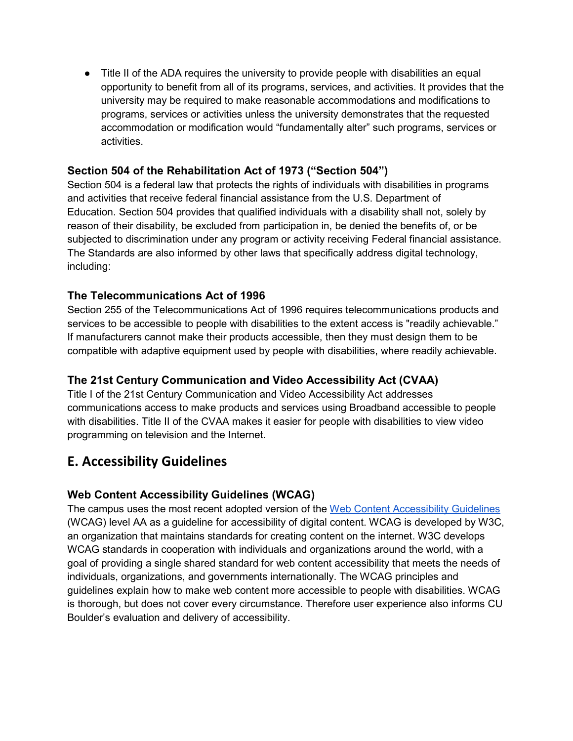- Title II of the ADA requires the university to provide people with disabilities an equal opportunity to benefit from all of its programs, services, and activities. It provides that the university may be required to make reasonable accommodations and modifications to programs, services or activities unless the university demonstrates that the requested accommodation or modification would "fundamentally alter" such programs, services or activities.

### Section 504 of the Rehabilitation Act of 1973 ("Section 504")

Section 504 is a federal law that protects the rights of individuals with disabilities in programs and activities that receive federal financial assistance from the U.S. Department of Education. Section 504 provides that qualified individuals with a disability shall not, solely by reason of their disability, be excluded from participation in, be denied the benefits of, or be subjected to discrimination under any program or activity receiving Federal financial assistance. The Standards are also informed by other laws that specifically address digital technology, including:

### The Telecommunications Act of 1996

Section 255 of the Telecommunications Act of 1996 requires telecommunications products and services to be accessible to people with disabilities to the extent access is "readily achievable." If manufacturers cannot make their products accessible, then they must design them to be compatible with adaptive equipment used by people with disabilities, where readily achievable.

### The 21st Century Communication and Video Accessibility Act (CVAA)

Title I of the 21st Century Communication and Video Accessibility Act addresses communications access to make products and services using Broadband accessible to people with disabilities. Title II of the CVAA makes it easier for people with disabilities to view video programming on television and the Internet.

## E. Accessibility Guidelines

### Web Content Accessibility Guidelines (WCAG)

The campus uses the most recent adopted version of the [Web Content Accessibility Guidelines]() (WCAG) level AA as a guideline for accessibility of digital content. WCAG is developed by W3C, an organization that maintains standards for creating content on the internet. W3C develops WCAG standards in cooperation with individuals and organizations around the world, with a goal of providing a single shared standard for web content accessibility that meets the needs of individuals, organizations, and governments internationally. The WCAG principles and guidelines explain how to make web content more accessible to people with disabilities. WCAG is thorough, but does not cover every circumstance. Therefore user experience also informs CU Boulder's evaluation and delivery of accessibility.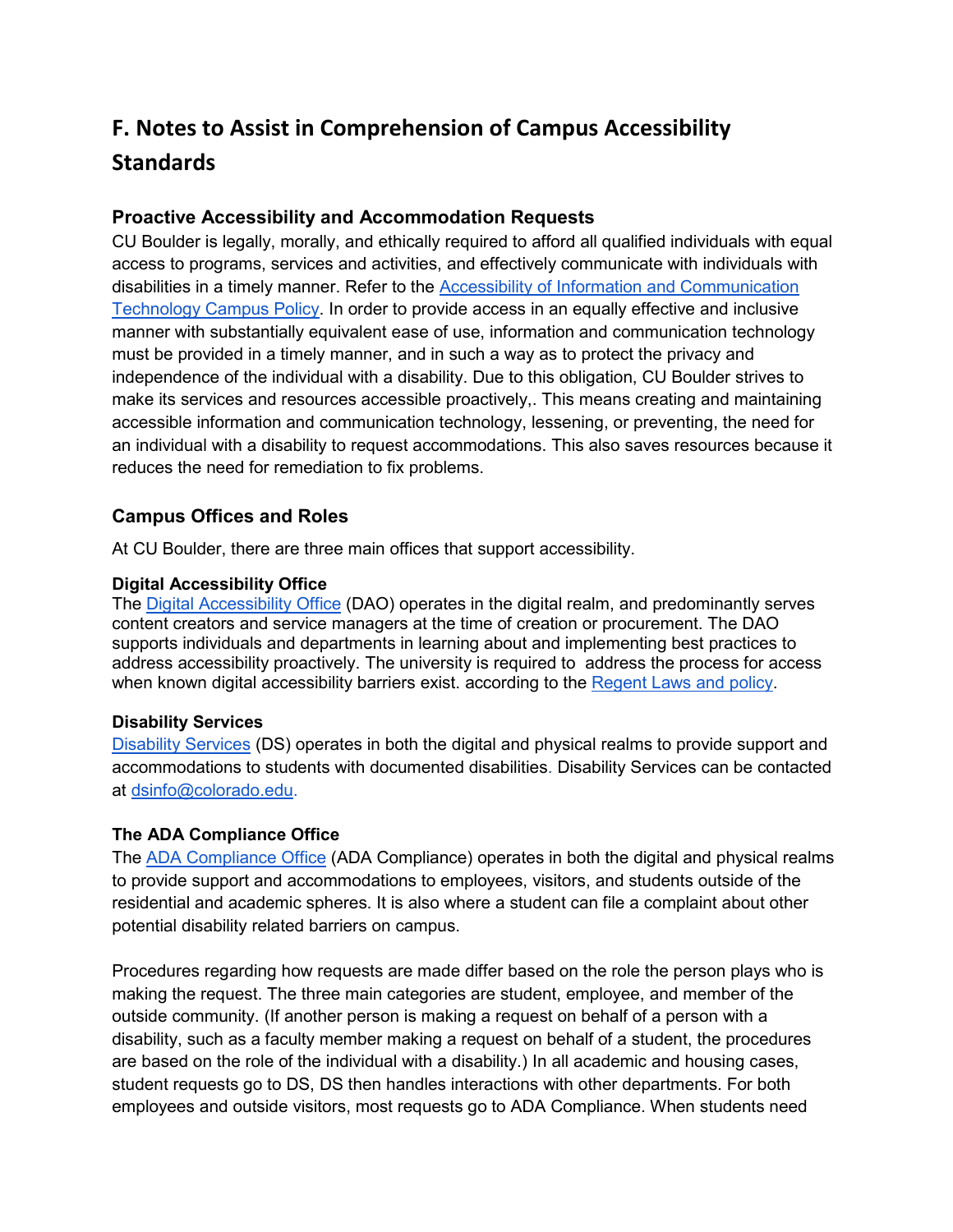# F. Notes to Assist in Comprehension of Campus Accessibility Standards

## Proactive Accessibility and Accommodation Requests

CU Boulder is legally, morally, and ethically required to afford all qualified individuals with equal access to programs, services and activities, and effectively communicate with individuals with disabilities in a timely manner. Refer to the Accessibility of Information and Communication Technology Campus Policy. In order to provide access in an equally effective and inclusive manner with substantially equivalent ease of use, information and communication technology must be provided in a timely manner, and in such a way as to protect the privacy and independence of the individual with a disability. Due to this obligation, CU Boulder strives to make its services and resources accessible proactively,. This means creating and maintaining accessible information and communication technology, lessening, or preventing, the need for an individual with a disability to request accommodations. This also saves resources because it reduces the need for remediation to fix problems.

## Campus Offices and Roles

At CU Boulder, there are three main offices that support accessibility.

### Digital Accessibility Office

The Digital Accessibility Office (DAO) operates in the digital realm, and predominantly serves content creators and service managers at the time of creation or procurement. The DAO supports individuals and departments in learning about and implementing best practices to address accessibility proactively. The university is required to address the process for access when known digital accessibility barriers exist. according to the Regent Laws and policy.

### Disability Services

Disability Services (DS) operates in both the digital and physical realms to provide support and accommodations to students with documented disabilities. Disability Services can be contacted at dsinfo@colorado.edu.

### The ADA Compliance Office

The ADA Compliance Office (ADA Compliance) operates in both the digital and physical realms to provide support and accommodations to employees, visitors, and students outside of the residential and academic spheres. It is also where a student can file a complaint about other potential disability related barriers on campus.

Procedures regarding how requests are made differ based on the role the person plays who is making the request. The three main categories are student, employee, and member of the outside community. (If another person is making a request on behalf of a person with a disability, such as a faculty member making a request on behalf of a student, the procedures are based on the role of the individual with a disability.) In all academic and housing cases, student requests go to DS, DS then handles interactions with other departments. For both employees and outside visitors, most requests go to ADA Compliance. When students need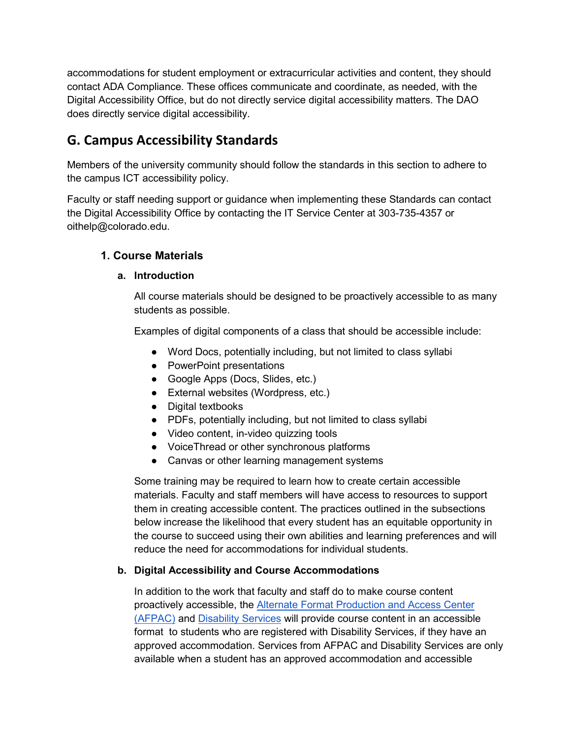accommodations for student employment or extracurricular activities and content, they should contact ADA Compliance. These offices communicate and coordinate, as needed, with the Digital Accessibility Office, but do not directly service digital accessibility matters. The DAO does directly service digital accessibility.

## G. Campus Accessibility Standards

Members of the university community should follow the standards in this section to adhere to the campus ICT accessibility policy.

Faculty or staff needing support or guidance when implementing these Standards can contact the Digital Accessibility Office by contacting the IT Service Center at 303-735-4357 or oithelp@colorado.edu.

### 1. Course Materials

#### a. Introduction

All course materials should be designed to be proactively accessible to as many students as possible.

Examples of digital components of a class that should be accessible include:

- Word Docs, potentially including, but not limited to class syllabi
- PowerPoint presentations
- Google Apps (Docs, Slides, etc.)
- External websites (Wordpress, etc.)
- Digital textbooks
- PDFs, potentially including, but not limited to class syllabi
- Video content, in-video quizzing tools
- VoiceThread or other synchronous platforms
- Canvas or other learning management systems

Some training may be required to learn how to create certain accessible materials. Faculty and staff members will have access to resources to support them in creating accessible content. The practices outlined in the subsections below increase the likelihood that every student has an equitable opportunity in the course to succeed using their own abilities and learning preferences and will reduce the need for accommodations for individual students.

#### b. Digital Accessibility and Course Accommodations

In addition to the work that faculty and staff do to make course content proactively accessible, the Alternate Format Production and Access Center (AFPAC) and Disability Services will provide course content in an accessible format to students who are registered with Disability Services, if they have an approved accommodation. Services from AFPAC and Disability Services are only available when a student has an approved accommodation and accessible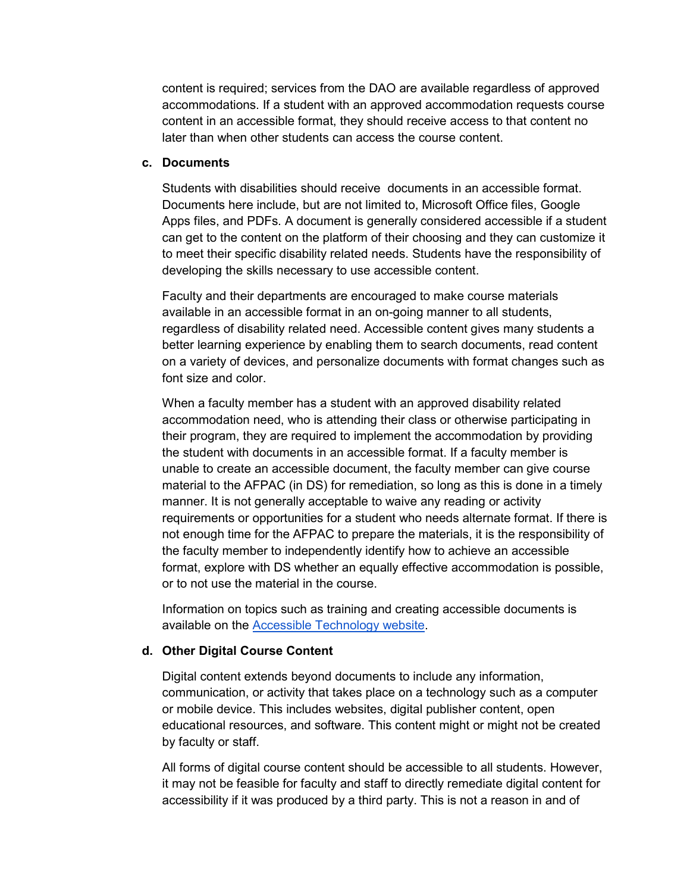content is required; services from the DAO are available regardless of approved accommodations. If a student with an approved accommodation requests course content in an accessible format, they should receive access to that content no later than when other students can access the course content.

**c. Documents**

Students with disabilities should receive documents in an accessible format. Documents here include, but are not limited to, Microsoft Office files, Google Apps files, and PDFs. A document is generally considered accessible if a student can get to the content on the platform of their choosing and they can customize it to meet their specific disability related needs. Students have the responsibility of developing the skills necessary to use accessible content.

Faculty and their departments are encouraged to make course materials available in an accessible format in an on-going manner to all students, regardless of disability related need. Accessible content gives many students a better learning experience by enabling them to search documents, read content on a variety of devices, and personalize documents with format changes such as font size and color.

When a faculty member has a student with an approved disability related accommodation need, who is attending their class or otherwise participating in their program, they are required to implement the accommodation by providing the student with documents in an accessible format. If a faculty member is unable to create an accessible document, the faculty member can give course material to the AFPAC (in DS) for remediation, so long as this is done in a timely manner. It is not generally acceptable to waive any reading or activity requirements or opportunities for a student who needs alternate format. If there is not enough time for the AFPAC to prepare the materials, it is the responsibility of the faculty member to independently identify how to achieve an accessible format, explore with DS whether an equally effective accommodation is possible, or to not use the material in the course.

Information on topics such as training and creating accessible documents is available on the Accessible Technology website.

**d. Other Digital Course Content**

Digital content extends beyond documents to include any information, communication, or activity that takes place on a technology such as a computer or mobile device. This includes websites, digital publisher content, open educational resources, and software. This content might or might not be created by faculty or staff.

All forms of digital course content should be accessible to all students. However, it may not be feasible for faculty and staff to directly remediate digital content for accessibility if it was produced by a third party. This is not a reason in and of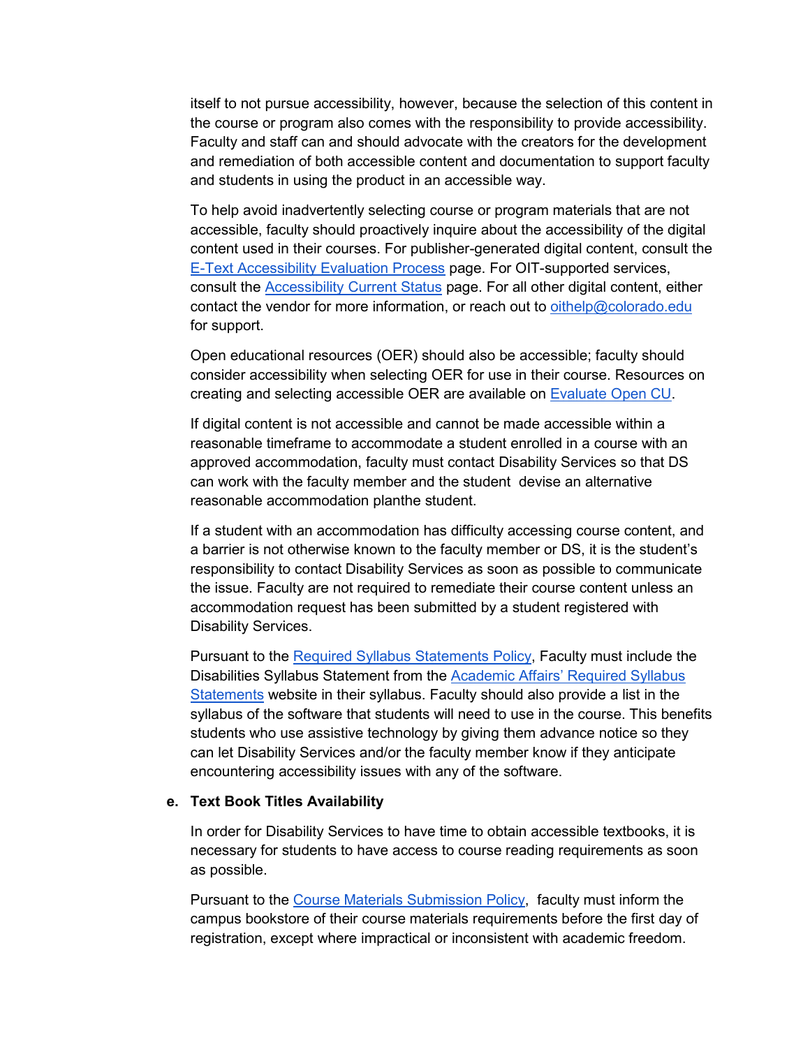itself to not pursue accessibility, however, because the selection of this content in the course or program also comes with the responsibility to provide accessibility. Faculty and staff can and should advocate with the creators for the development and remediation of both accessible content and documentation to support faculty and students in using the product in an accessible way.

To help avoid inadvertently selecting course or program materials that are not accessible, faculty should proactively inquire about the accessibility of the digital content used in their courses. For publisher-generated digital content, consult the E-Text Accessibility Evaluation Process page. For OIT-supported services, consult the Accessibility Current Status page. For all other digital content, either contact the vendor for more information, or reach out to oithelp@colorado.edu for support.

Open educational resources (OER) should also be accessible; faculty should consider accessibility when selecting OER for use in their course. Resources on creating and selecting accessible OER are available on Evaluate Open CU.

If digital content is not accessible and cannot be made accessible within a reasonable timeframe to accommodate a student enrolled in a course with an approved accommodation, faculty must contact Disability Services so that DS can work with the faculty member and the student  devise an alternative reasonable accommodation planthe student.

If a student with an accommodation has difficulty accessing course content, and a barrier is not otherwise known to the faculty member or DS, it is the student's responsibility to contact Disability Services as soon as possible to communicate the issue. Faculty are not required to remediate their course content unless an accommodation request has been submitted by a student registered with Disability Services.

Pursuant to the Required Syllabus Statements Policy, Faculty must include the Disabilities Syllabus Statement from the Academic Affairs' Required Syllabus Statements website in their syllabus. Faculty should also provide a list in the syllabus of the software that students will need to use in the course. This benefits students who use assistive technology by giving them advance notice so they can let Disability Services and/or the faculty member know if they anticipate encountering accessibility issues with any of the software.

**e. Text Book Titles Availability**

In order for Disability Services to have time to obtain accessible textbooks, it is necessary for students to have access to course reading requirements as soon as possible.

Pursuant to the Course Materials Submission Policy,  faculty must inform the campus bookstore of their course materials requirements before the first day of registration, except where impractical or inconsistent with academic freedom.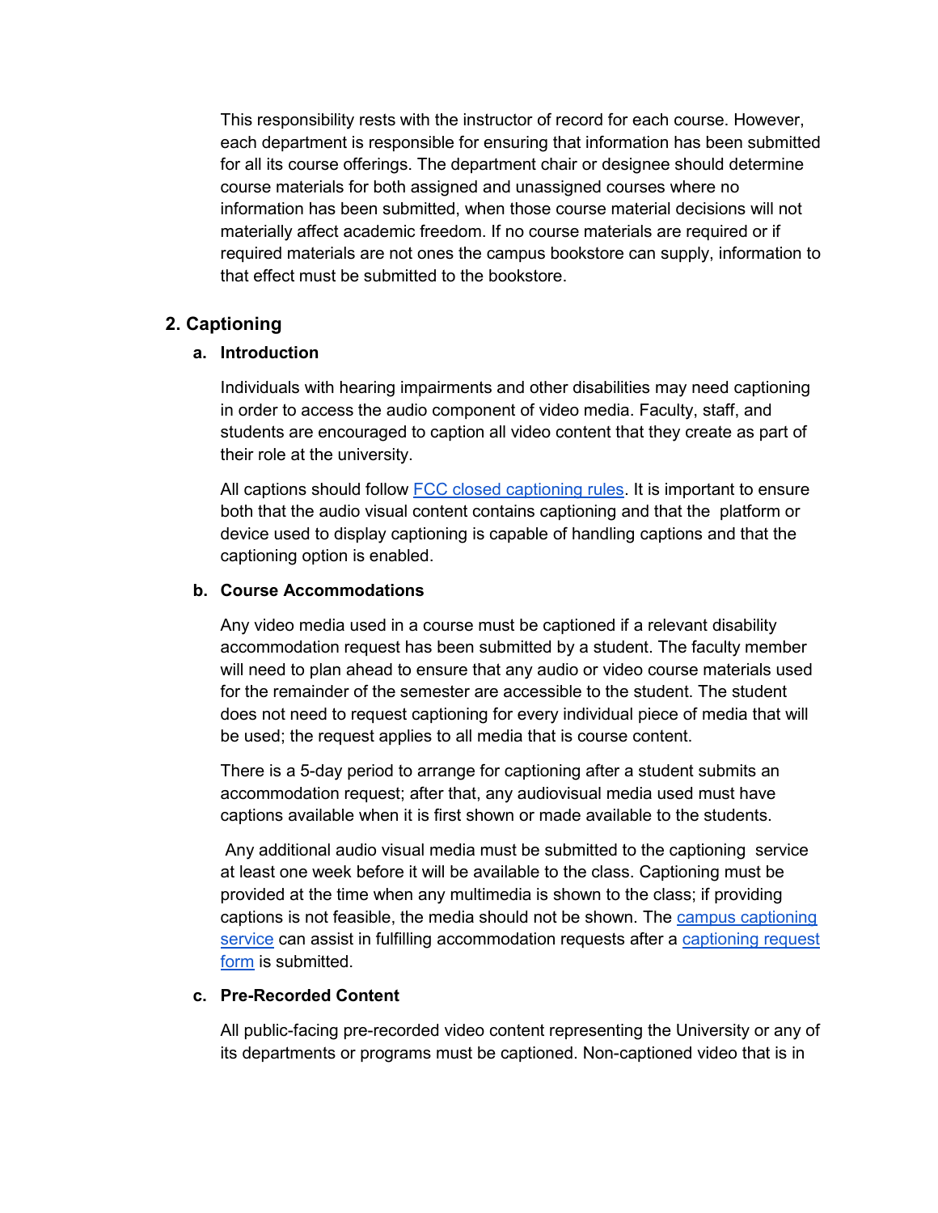This responsibility rests with the instructor of record for each course. However, each department is responsible for ensuring that information has been submitted for all its course offerings. The department chair or designee should determine course materials for both assigned and unassigned courses where no information has been submitted, when those course material decisions will not materially affect academic freedom. If no course materials are required or if required materials are not ones the campus bookstore can supply, information to that effect must be submitted to the bookstore.

## 2. Captioning

### a. Introduction

Individuals with hearing impairments and other disabilities may need captioning in order to access the audio component of video media. Faculty, staff, and students are encouraged to caption all video content that they create as part of their role at the university.

All captions should follow FCC closed captioning rules. It is important to ensure both that the audio visual content contains captioning and that the platform or device used to display captioning is capable of handling captions and that the captioning option is enabled.

### b. Course Accommodations

Any video media used in a course must be captioned if a relevant disability accommodation request has been submitted by a student. The faculty member will need to plan ahead to ensure that any audio or video course materials used for the remainder of the semester are accessible to the student. The student does not need to request captioning for every individual piece of media that will be used; the request applies to all media that is course content.

There is a 5-day period to arrange for captioning after a student submits an accommodation request; after that, any audiovisual media used must have captions available when it is first shown or made available to the students.

Any additional audio visual media must be submitted to the captioning service at least one week before it will be available to the class. Captioning must be provided at the time when any multimedia is shown to the class; if providing captions is not feasible, the media should not be shown. The campus captioning service can assist in fulfilling accommodation requests after a captioning request form is submitted.

### c. Pre-Recorded Content

All public-facing pre-recorded video content representing the University or any of its departments or programs must be captioned. Non-captioned video that is in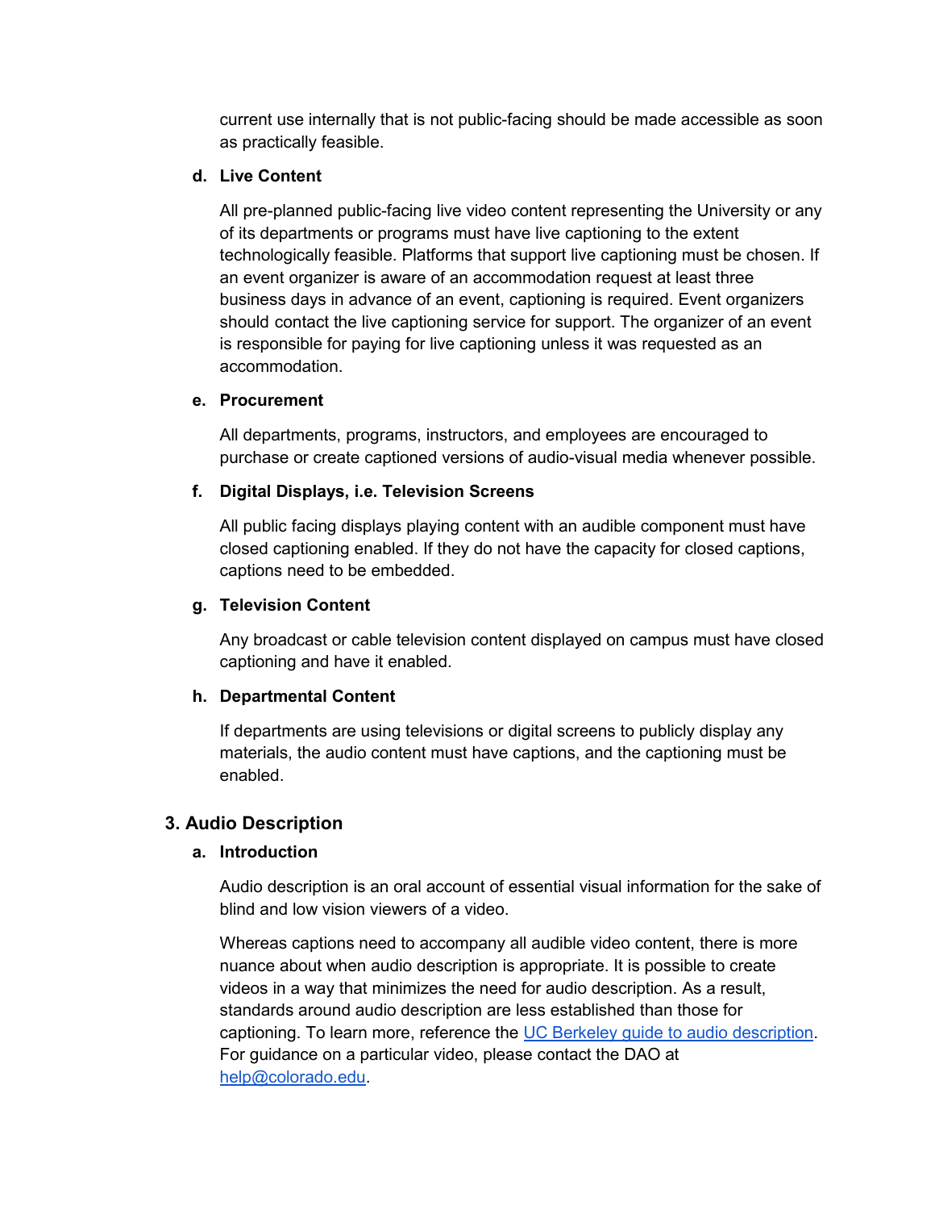current use internally that is not public-facing should be made accessible as soon as practically feasible.

#### d. Live Content

All pre-planned public-facing live video content representing the University or any of its departments or programs must have live captioning to the extent technologically feasible. Platforms that support live captioning must be chosen. If an event organizer is aware of an accommodation request at least three business days in advance of an event, captioning is required. Event organizers should contact the live captioning service for support. The organizer of an event is responsible for paying for live captioning unless it was requested as an accommodation.

#### e. Procurement

All departments, programs, instructors, and employees are encouraged to purchase or create captioned versions of audio-visual media whenever possible.

#### f. Digital Displays, i.e. Television Screens

All public facing displays playing content with an audible component must have closed captioning enabled. If they do not have the capacity for closed captions, captions need to be embedded.

#### g. Television Content

Any broadcast or cable television content displayed on campus must have closed captioning and have it enabled.

#### h. Departmental Content

If departments are using televisions or digital screens to publicly display any materials, the audio content must have captions, and the captioning must be enabled.

### 3. Audio Description

#### a. Introduction

Audio description is an oral account of essential visual information for the sake of blind and low vision viewers of a video.

Whereas captions need to accompany all audible video content, there is more nuance about when audio description is appropriate. It is possible to create videos in a way that minimizes the need for audio description. As a result, standards around audio description are less established than those for captioning. To learn more, reference the [UC Berkeley guide to audio description](). For guidance on a particular video, please contact the DAO at [help@colorado.edu]().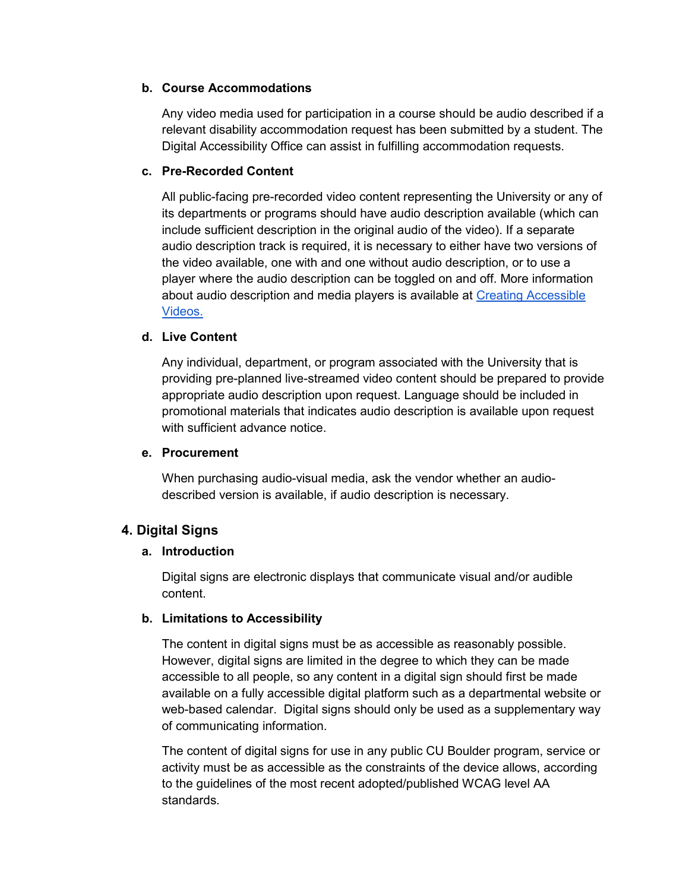#### b. Course Accommodations

Any video media used for participation in a course should be audio described if a relevant disability accommodation request has been submitted by a student. The Digital Accessibility Office can assist in fulfilling accommodation requests.

#### c. Pre-Recorded Content

All public-facing pre-recorded video content representing the University or any of its departments or programs should have audio description available (which can include sufficient description in the original audio of the video). If a separate audio description track is required, it is necessary to either have two versions of the video available, one with and one without audio description, or to use a player where the audio description can be toggled on and off. More information about audio description and media players is available at [Creating Accessible Videos.]()

#### d. Live Content

Any individual, department, or program associated with the University that is providing pre-planned live-streamed video content should be prepared to provide appropriate audio description upon request. Language should be included in promotional materials that indicates audio description is available upon request with sufficient advance notice.

#### e. Procurement

When purchasing audio-visual media, ask the vendor whether an audio-described version is available, if audio description is necessary.

### 4. Digital Signs

#### a. Introduction

Digital signs are electronic displays that communicate visual and/or audible content.

#### b. Limitations to Accessibility

The content in digital signs must be as accessible as reasonably possible. However, digital signs are limited in the degree to which they can be made accessible to all people, so any content in a digital sign should first be made available on a fully accessible digital platform such as a departmental website or web-based calendar. Digital signs should only be used as a supplementary way of communicating information.

The content of digital signs for use in any public CU Boulder program, service or activity must be as accessible as the constraints of the device allows, according to the guidelines of the most recent adopted/published WCAG level AA standards.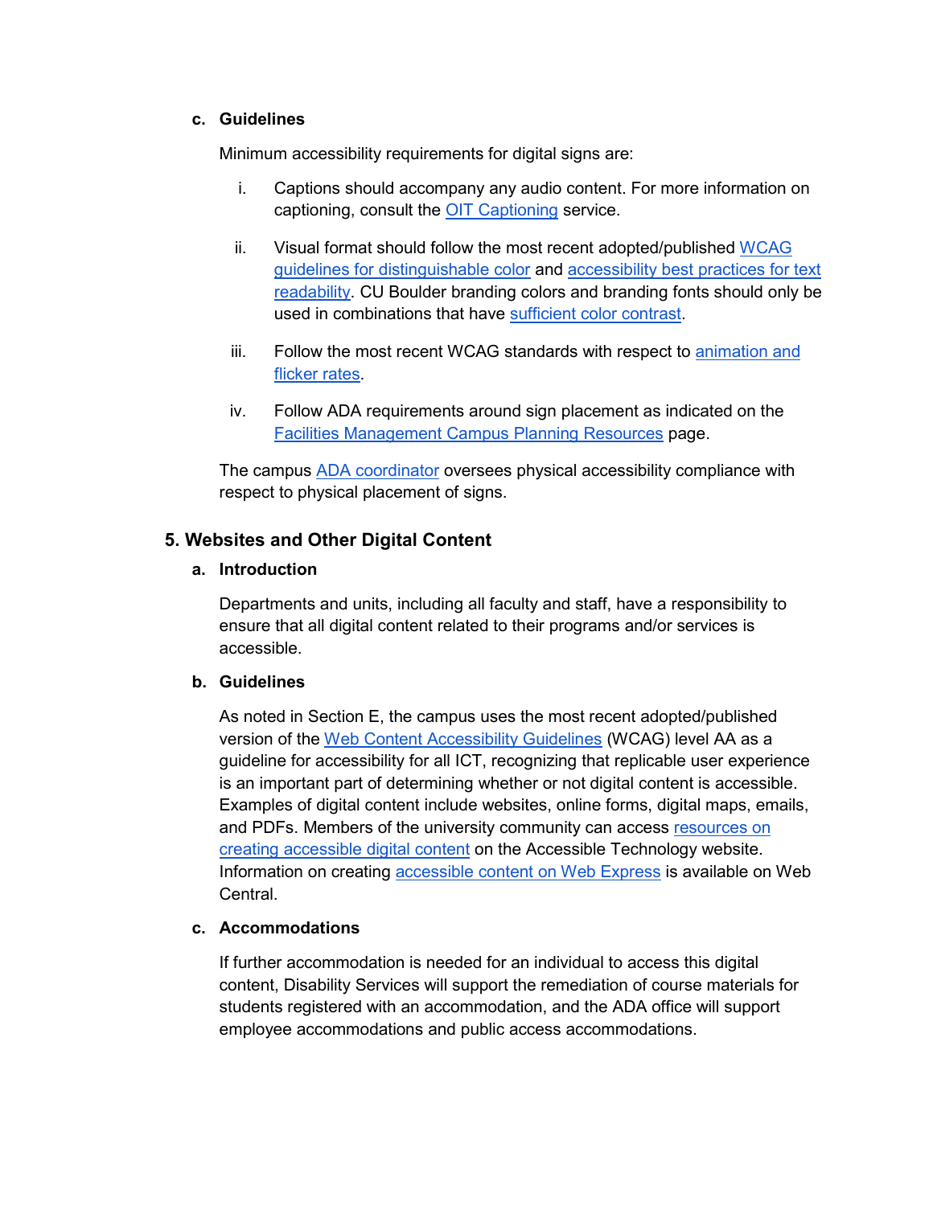### c. Guidelines

Minimum accessibility requirements for digital signs are:

i. Captions should accompany any audio content. For more information on captioning, consult the OIT Captioning service.

ii. Visual format should follow the most recent adopted/published WCAG guidelines for distinguishable color and accessibility best practices for text readability. CU Boulder branding colors and branding fonts should only be used in combinations that have sufficient color contrast.

iii. Follow the most recent WCAG standards with respect to animation and flicker rates.

iv. Follow ADA requirements around sign placement as indicated on the Facilities Management Campus Planning Resources page.

The campus ADA coordinator oversees physical accessibility compliance with respect to physical placement of signs.

## 5. Websites and Other Digital Content

### a. Introduction

Departments and units, including all faculty and staff, have a responsibility to ensure that all digital content related to their programs and/or services is accessible.

### b. Guidelines

As noted in Section E, the campus uses the most recent adopted/published version of the Web Content Accessibility Guidelines (WCAG) level AA as a guideline for accessibility for all ICT, recognizing that replicable user experience is an important part of determining whether or not digital content is accessible. Examples of digital content include websites, online forms, digital maps, emails, and PDFs. Members of the university community can access resources on creating accessible digital content on the Accessible Technology website. Information on creating accessible content on Web Express is available on Web Central.

### c. Accommodations

If further accommodation is needed for an individual to access this digital content, Disability Services will support the remediation of course materials for students registered with an accommodation, and the ADA office will support employee accommodations and public access accommodations.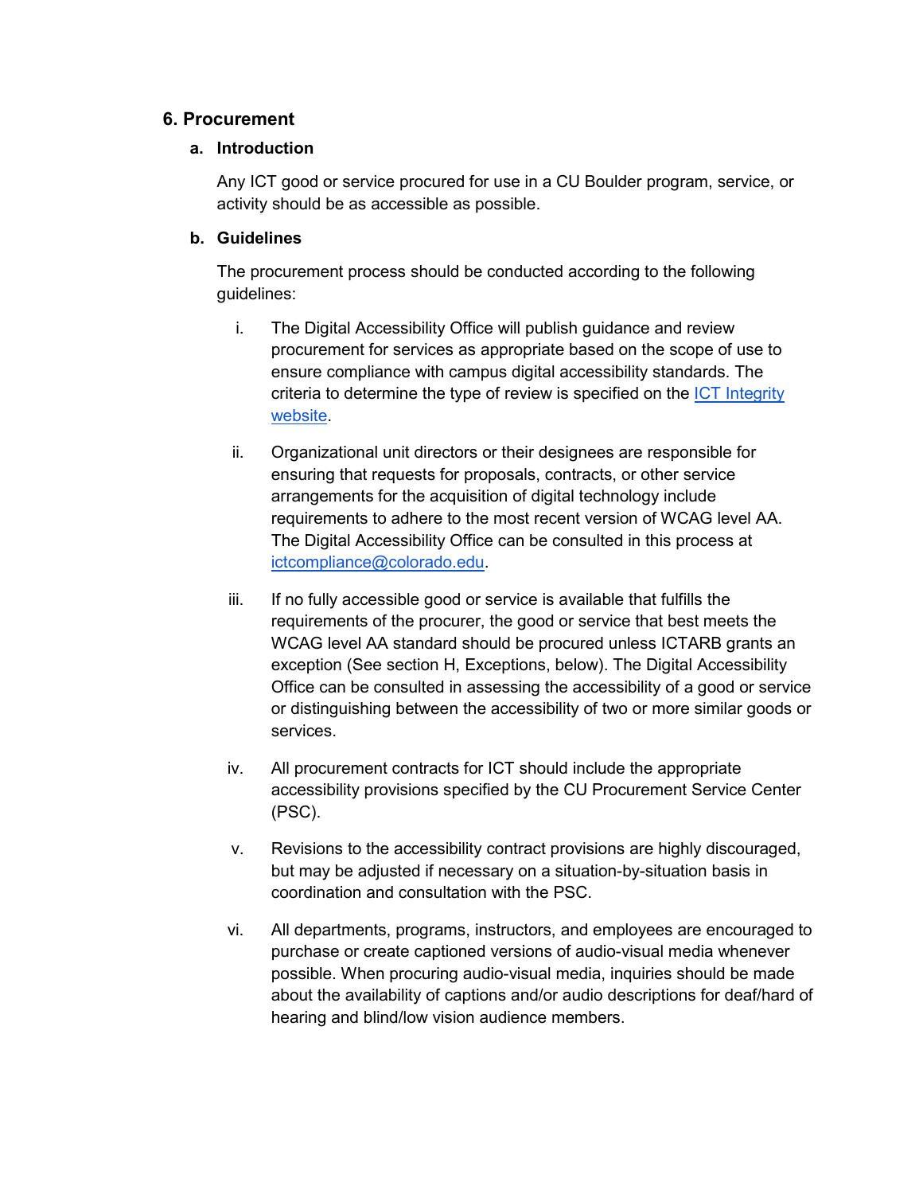## 6. Procurement

### a. Introduction

Any ICT good or service procured for use in a CU Boulder program, service, or activity should be as accessible as possible.

### b. Guidelines

The procurement process should be conducted according to the following guidelines:

i. The Digital Accessibility Office will publish guidance and review procurement for services as appropriate based on the scope of use to ensure compliance with campus digital accessibility standards. The criteria to determine the type of review is specified on the [ICT Integrity website](#).

ii. Organizational unit directors or their designees are responsible for ensuring that requests for proposals, contracts, or other service arrangements for the acquisition of digital technology include requirements to adhere to the most recent version of WCAG level AA. The Digital Accessibility Office can be consulted in this process at [ictcompliance@colorado.edu](mailto:ictcompliance@colorado.edu).

iii. If no fully accessible good or service is available that fulfills the requirements of the procurer, the good or service that best meets the WCAG level AA standard should be procured unless ICTARB grants an exception (See section H, Exceptions, below). The Digital Accessibility Office can be consulted in assessing the accessibility of a good or service or distinguishing between the accessibility of two or more similar goods or services.

iv. All procurement contracts for ICT should include the appropriate accessibility provisions specified by the CU Procurement Service Center (PSC).

v. Revisions to the accessibility contract provisions are highly discouraged, but may be adjusted if necessary on a situation-by-situation basis in coordination and consultation with the PSC.

vi. All departments, programs, instructors, and employees are encouraged to purchase or create captioned versions of audio-visual media whenever possible. When procuring audio-visual media, inquiries should be made about the availability of captions and/or audio descriptions for deaf/hard of hearing and blind/low vision audience members.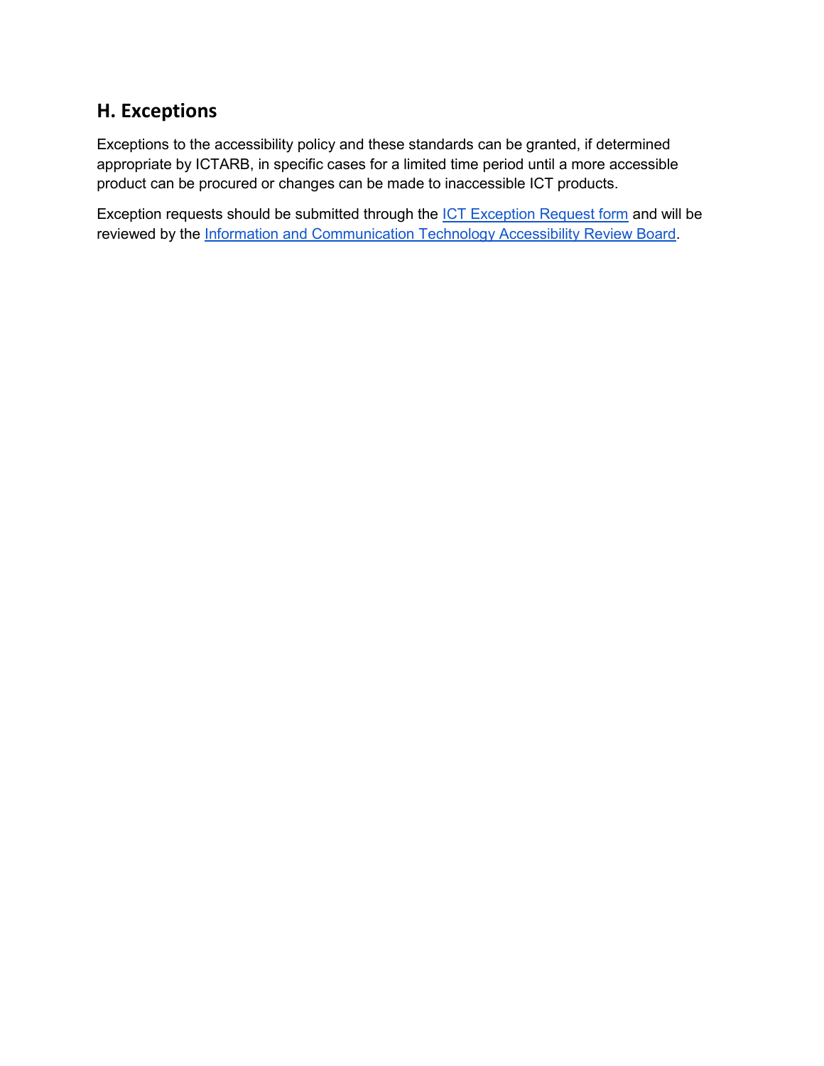## H. Exceptions

Exceptions to the accessibility policy and these standards can be granted, if determined appropriate by ICTARB, in specific cases for a limited time period until a more accessible product can be procured or changes can be made to inaccessible ICT products.

Exception requests should be submitted through the ICT Exception Request form and will be reviewed by the Information and Communication Technology Accessibility Review Board.